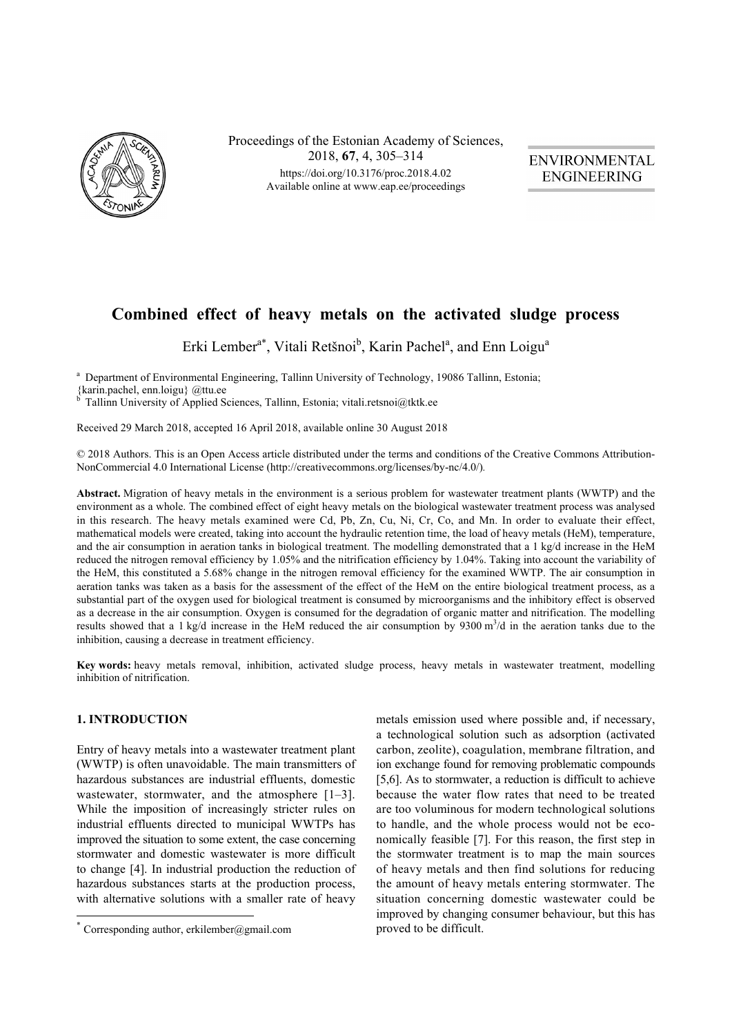Proceedings of the Estonian Academy of Sciences, 2018, **67**, 4, 305–314
https://doi.org/10.3176/proc.2018.4.02
Available online at www.eap.ee/proceedings

ENVIRONMENTAL ENGINEERING

# Combined effect of heavy metals on the activated sludge process

Erki Lember[a*], Vitali Retšnoi[b], Karin Pachel[a], and Enn Loigu[a]

[a] Department of Environmental Engineering, Tallinn University of Technology, 19086 Tallinn, Estonia; {karin.pachel, enn.loigu} @ttu.ee

[b] Tallinn University of Applied Sciences, Tallinn, Estonia; vitali.retsnoi@tktk.ee

Received 29 March 2018, accepted 16 April 2018, available online 30 August 2018

© 2018 Authors. This is an Open Access article distributed under the terms and conditions of the Creative Commons Attribution-NonCommercial 4.0 International License (http://creativecommons.org/licenses/by-nc/4.0/).

**Abstract.** Migration of heavy metals in the environment is a serious problem for wastewater treatment plants (WWTP) and the environment as a whole. The combined effect of eight heavy metals on the biological wastewater treatment process was analysed in this research. The heavy metals examined were Cd, Pb, Zn, Cu, Ni, Cr, Co, and Mn. In order to evaluate their effect, mathematical models were created, taking into account the hydraulic retention time, the load of heavy metals (HeM), temperature, and the air consumption in aeration tanks in biological treatment. The modelling demonstrated that a 1 kg/d increase in the HeM reduced the nitrogen removal efficiency by 1.05% and the nitrification efficiency by 1.04%. Taking into account the variability of the HeM, this constituted a 5.68% change in the nitrogen removal efficiency for the examined WWTP. The air consumption in aeration tanks was taken as a basis for the assessment of the effect of the HeM on the entire biological treatment process, as a substantial part of the oxygen used for biological treatment is consumed by microorganisms and the inhibitory effect is observed as a decrease in the air consumption. Oxygen is consumed for the degradation of organic matter and nitrification. The modelling results showed that a 1 kg/d increase in the HeM reduced the air consumption by 9300 $m^3$/d in the aeration tanks due to the inhibition, causing a decrease in treatment efficiency.

**Key words:** heavy metals removal, inhibition, activated sludge process, heavy metals in wastewater treatment, modelling inhibition of nitrification.

## 1. INTRODUCTION

Entry of heavy metals into a wastewater treatment plant (WWTP) is often unavoidable. The main transmitters of hazardous substances are industrial effluents, domestic wastewater, stormwater, and the atmosphere [1–3]. While the imposition of increasingly stricter rules on industrial effluents directed to municipal WWTPs has improved the situation to some extent, the case concerning stormwater and domestic wastewater is more difficult to change [4]. In industrial production the reduction of hazardous substances starts at the production process, with alternative solutions with a smaller rate of heavy metals emission used where possible and, if necessary, a technological solution such as adsorption (activated carbon, zeolite), coagulation, membrane filtration, and ion exchange found for removing problematic compounds [5,6]. As to stormwater, a reduction is difficult to achieve because the water flow rates that need to be treated are too voluminous for modern technological solutions to handle, and the whole process would not be economically feasible [7]. For this reason, the first step in the stormwater treatment is to map the main sources of heavy metals and then find solutions for reducing the amount of heavy metals entering stormwater. The situation concerning domestic wastewater could be improved by changing consumer behaviour, but this has proved to be difficult.

[*] Corresponding author, erkilember@gmail.com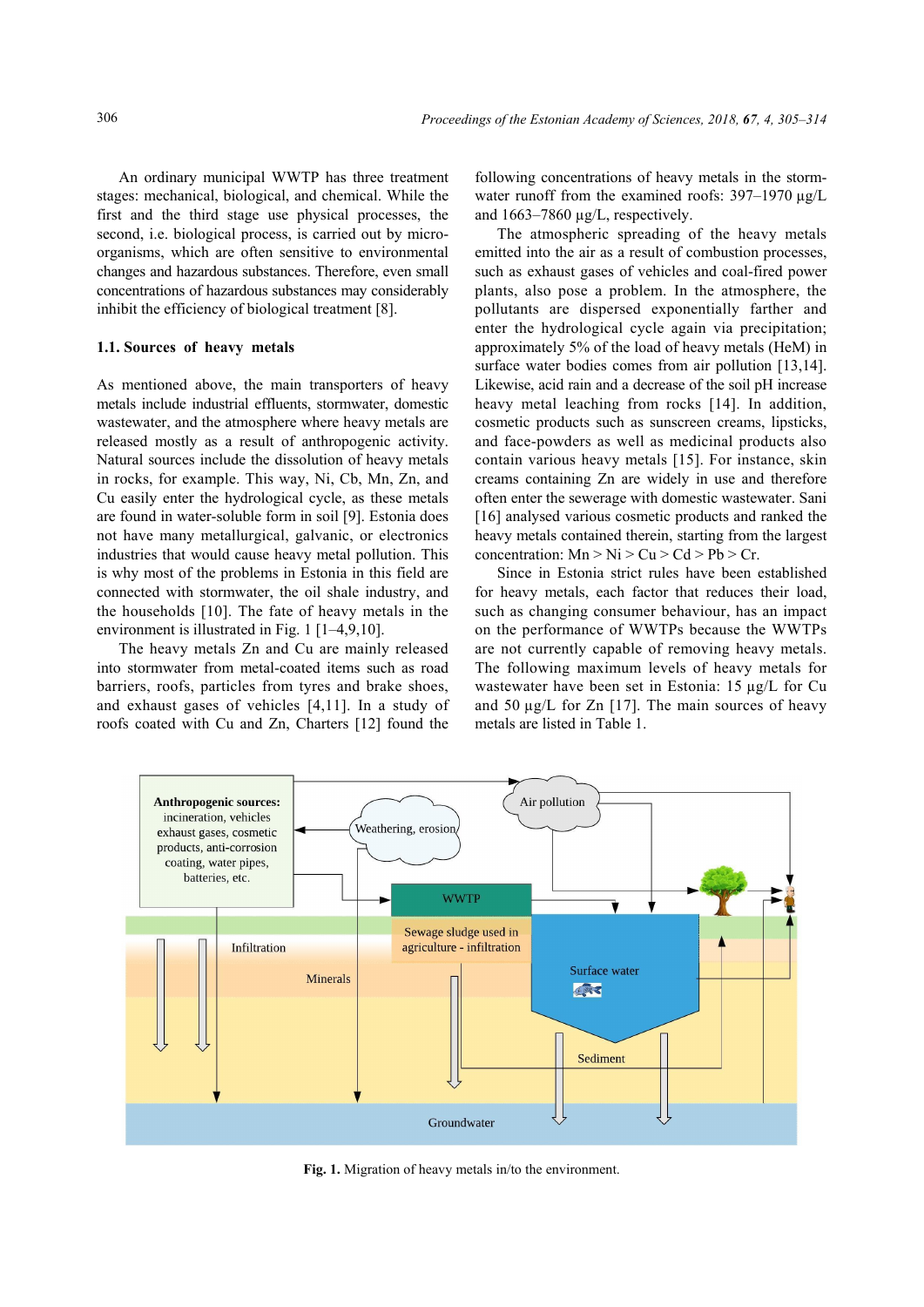An ordinary municipal WWTP has three treatment stages: mechanical, biological, and chemical. While the first and the third stage use physical processes, the second, i.e. biological process, is carried out by micro-organisms, which are often sensitive to environmental changes and hazardous substances. Therefore, even small concentrations of hazardous substances may considerably inhibit the efficiency of biological treatment [8].

### 1.1. Sources of heavy metals

As mentioned above, the main transporters of heavy metals include industrial effluents, stormwater, domestic wastewater, and the atmosphere where heavy metals are released mostly as a result of anthropogenic activity. Natural sources include the dissolution of heavy metals in rocks, for example. This way, Ni, Cb, Mn, Zn, and Cu easily enter the hydrological cycle, as these metals are found in water-soluble form in soil [9]. Estonia does not have many metallurgical, galvanic, or electronics industries that would cause heavy metal pollution. This is why most of the problems in Estonia in this field are connected with stormwater, the oil shale industry, and the households [10]. The fate of heavy metals in the environment is illustrated in Fig. 1 [1–4,9,10].

The heavy metals Zn and Cu are mainly released into stormwater from metal-coated items such as road barriers, roofs, particles from tyres and brake shoes, and exhaust gases of vehicles [4,11]. In a study of roofs coated with Cu and Zn, Charters [12] found the following concentrations of heavy metals in the stormwater runoff from the examined roofs: 397–1970 µg/L and 1663–7860 µg/L, respectively.

The atmospheric spreading of the heavy metals emitted into the air as a result of combustion processes, such as exhaust gases of vehicles and coal-fired power plants, also pose a problem. In the atmosphere, the pollutants are dispersed exponentially farther and enter the hydrological cycle again via precipitation; approximately 5% of the load of heavy metals (HeM) in surface water bodies comes from air pollution [13,14]. Likewise, acid rain and a decrease of the soil pH increase heavy metal leaching from rocks [14]. In addition, cosmetic products such as sunscreen creams, lipsticks, and face-powders as well as medicinal products also contain various heavy metals [15]. For instance, skin creams containing Zn are widely in use and therefore often enter the sewerage with domestic wastewater. Sani [16] analysed various cosmetic products and ranked the heavy metals contained therein, starting from the largest concentration: Mn > Ni > Cu > Cd > Pb > Cr.

Since in Estonia strict rules have been established for heavy metals, each factor that reduces their load, such as changing consumer behaviour, has an impact on the performance of WWTPs because the WWTPs are not currently capable of removing heavy metals. The following maximum levels of heavy metals for wastewater have been set in Estonia: 15 µg/L for Cu and 50 µg/L for Zn [17]. The main sources of heavy metals are listed in Table 1.

**Fig. 1.** Migration of heavy metals in/to the environment.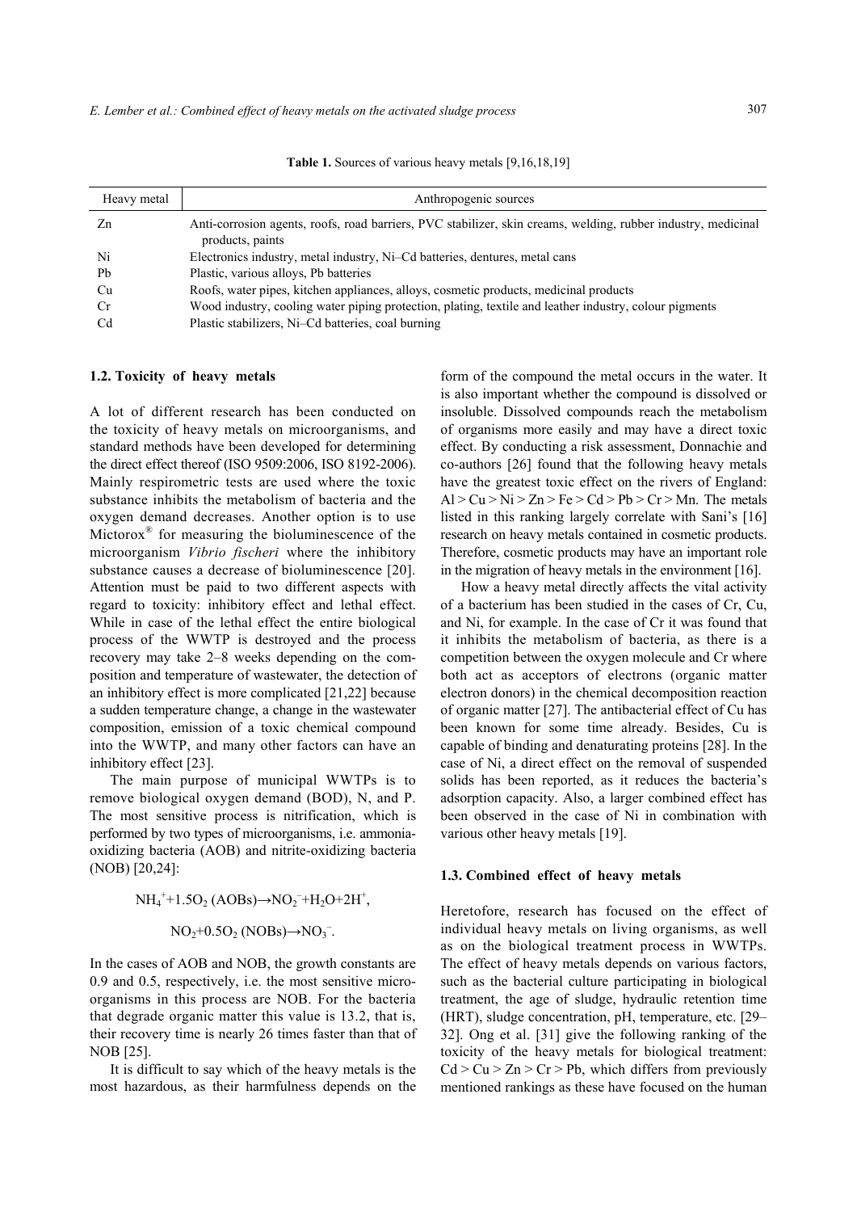**Table 1.** Sources of various heavy metals [9,16,18,19]

| Heavy metal | Anthropogenic sources |
|---|---|
| Zn | Anti-corrosion agents, roofs, road barriers, PVC stabilizer, skin creams, welding, rubber industry, medicinal products, paints |
| Ni | Electronics industry, metal industry, Ni–Cd batteries, dentures, metal cans |
| Pb | Plastic, various alloys, Pb batteries |
| Cu | Roofs, water pipes, kitchen appliances, alloys, cosmetic products, medicinal products |
| Cr | Wood industry, cooling water piping protection, plating, textile and leather industry, colour pigments |
| Cd | Plastic stabilizers, Ni–Cd batteries, coal burning |

### 1.2. Toxicity of heavy metals

A lot of different research has been conducted on the toxicity of heavy metals on microorganisms, and standard methods have been developed for determining the direct effect thereof (ISO 9509:2006, ISO 8192-2006). Mainly respirometric tests are used where the toxic substance inhibits the metabolism of bacteria and the oxygen demand decreases. Another option is to use Mictorox® for measuring the bioluminescence of the microorganism *Vibrio fischeri* where the inhibitory substance causes a decrease of bioluminescence [20]. Attention must be paid to two different aspects with regard to toxicity: inhibitory effect and lethal effect. While in case of the lethal effect the entire biological process of the WWTP is destroyed and the process recovery may take 2–8 weeks depending on the composition and temperature of wastewater, the detection of an inhibitory effect is more complicated [21,22] because a sudden temperature change, a change in the wastewater composition, emission of a toxic chemical compound into the WWTP, and many other factors can have an inhibitory effect [23].

The main purpose of municipal WWTPs is to remove biological oxygen demand (BOD), N, and P. The most sensitive process is nitrification, which is performed by two types of microorganisms, i.e. ammonia-oxidizing bacteria (AOB) and nitrite-oxidizing bacteria (NOB) [20,24]:

$$NH_4^+ + 1.5O_2 \text{ (AOBs)} \rightarrow NO_2^- + H_2O + 2H^+,$$

$$NO_2 + 0.5O_2 \text{ (NOBs)} \rightarrow NO_3^-.$$

In the cases of AOB and NOB, the growth constants are 0.9 and 0.5, respectively, i.e. the most sensitive microorganisms in this process are NOB. For the bacteria that degrade organic matter this value is 13.2, that is, their recovery time is nearly 26 times faster than that of NOB [25].

It is difficult to say which of the heavy metals is the most hazardous, as their harmfulness depends on the form of the compound the metal occurs in the water. It is also important whether the compound is dissolved or insoluble. Dissolved compounds reach the metabolism of organisms more easily and may have a direct toxic effect. By conducting a risk assessment, Donnachie and co-authors [26] found that the following heavy metals have the greatest toxic effect on the rivers of England: Al > Cu > Ni > Zn > Fe > Cd > Pb > Cr > Mn. The metals listed in this ranking largely correlate with Sani's [16] research on heavy metals contained in cosmetic products. Therefore, cosmetic products may have an important role in the migration of heavy metals in the environment [16].

How a heavy metal directly affects the vital activity of a bacterium has been studied in the cases of Cr, Cu, and Ni, for example. In the case of Cr it was found that it inhibits the metabolism of bacteria, as there is a competition between the oxygen molecule and Cr where both act as acceptors of electrons (organic matter electron donors) in the chemical decomposition reaction of organic matter [27]. The antibacterial effect of Cu has been known for some time already. Besides, Cu is capable of binding and denaturating proteins [28]. In the case of Ni, a direct effect on the removal of suspended solids has been reported, as it reduces the bacteria's adsorption capacity. Also, a larger combined effect has been observed in the case of Ni in combination with various other heavy metals [19].

### 1.3. Combined effect of heavy metals

Heretofore, research has focused on the effect of individual heavy metals on living organisms, as well as on the biological treatment process in WWTPs. The effect of heavy metals depends on various factors, such as the bacterial culture participating in biological treatment, the age of sludge, hydraulic retention time (HRT), sludge concentration, pH, temperature, etc. [29–32]. Ong et al. [31] give the following ranking of the toxicity of the heavy metals for biological treatment: Cd > Cu > Zn > Cr > Pb, which differs from previously mentioned rankings as these have focused on the human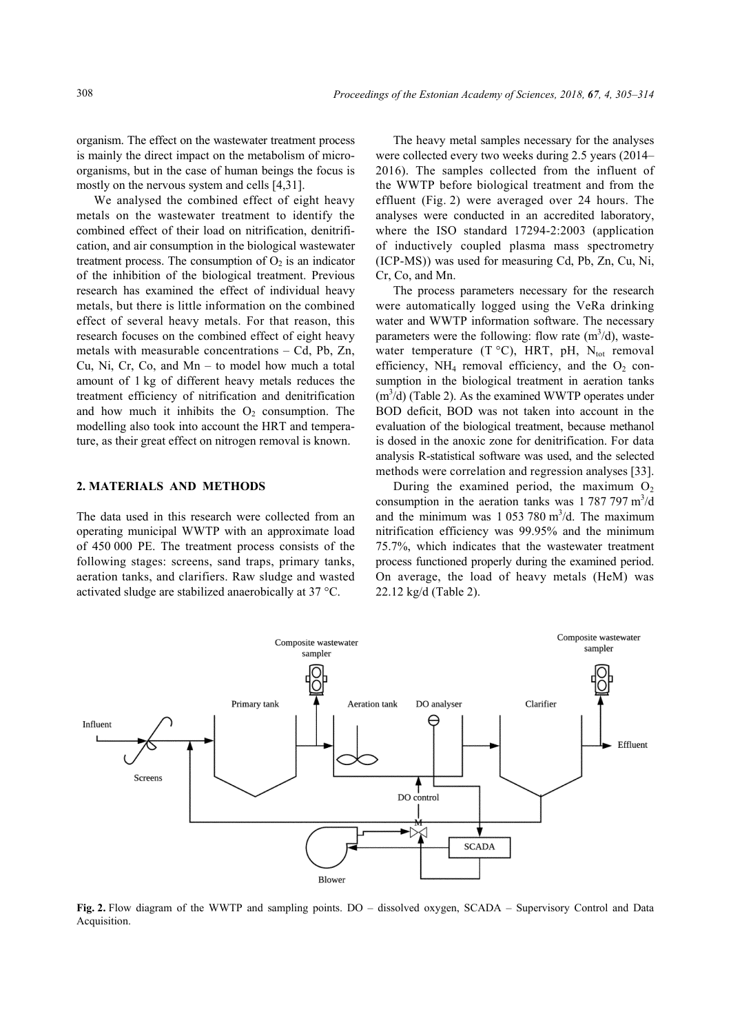organism. The effect on the wastewater treatment process is mainly the direct impact on the metabolism of microorganisms, but in the case of human beings the focus is mostly on the nervous system and cells [4,31].

We analysed the combined effect of eight heavy metals on the wastewater treatment to identify the combined effect of their load on nitrification, denitrification, and air consumption in the biological wastewater treatment process. The consumption of $O_2$ is an indicator of the inhibition of the biological treatment. Previous research has examined the effect of individual heavy metals, but there is little information on the combined effect of several heavy metals. For that reason, this research focuses on the combined effect of eight heavy metals with measurable concentrations – Cd, Pb, Zn, Cu, Ni, Cr, Co, and Mn – to model how much a total amount of 1 kg of different heavy metals reduces the treatment efficiency of nitrification and denitrification and how much it inhibits the $O_2$ consumption. The modelling also took into account the HRT and temperature, as their great effect on nitrogen removal is known.

## 2. MATERIALS AND METHODS

The data used in this research were collected from an operating municipal WWTP with an approximate load of 450 000 PE. The treatment process consists of the following stages: screens, sand traps, primary tanks, aeration tanks, and clarifiers. Raw sludge and wasted activated sludge are stabilized anaerobically at 37 °C.

The heavy metal samples necessary for the analyses were collected every two weeks during 2.5 years (2014–2016). The samples collected from the influent of the WWTP before biological treatment and from the effluent (Fig. 2) were averaged over 24 hours. The analyses were conducted in an accredited laboratory, where the ISO standard 17294-2:2003 (application of inductively coupled plasma mass spectrometry (ICP-MS)) was used for measuring Cd, Pb, Zn, Cu, Ni, Cr, Co, and Mn.

The process parameters necessary for the research were automatically logged using the VeRa drinking water and WWTP information software. The necessary parameters were the following: flow rate ($m^3$/d), wastewater temperature (T °C), HRT, pH, $N_{tot}$ removal efficiency, $NH_4$ removal efficiency, and the $O_2$ consumption in the biological treatment in aeration tanks ($m^3$/d) (Table 2). As the examined WWTP operates under BOD deficit, BOD was not taken into account in the evaluation of the biological treatment, because methanol is dosed in the anoxic zone for denitrification. For data analysis R-statistical software was used, and the selected methods were correlation and regression analyses [33].

During the examined period, the maximum $O_2$ consumption in the aeration tanks was 1 787 797 $m^3$/d and the minimum was 1 053 780 $m^3$/d. The maximum nitrification efficiency was 99.95% and the minimum 75.7%, which indicates that the wastewater treatment process functioned properly during the examined period. On average, the load of heavy metals (HeM) was 22.12 kg/d (Table 2).

**Fig. 2.** Flow diagram of the WWTP and sampling points. DO – dissolved oxygen, SCADA – Supervisory Control and Data Acquisition.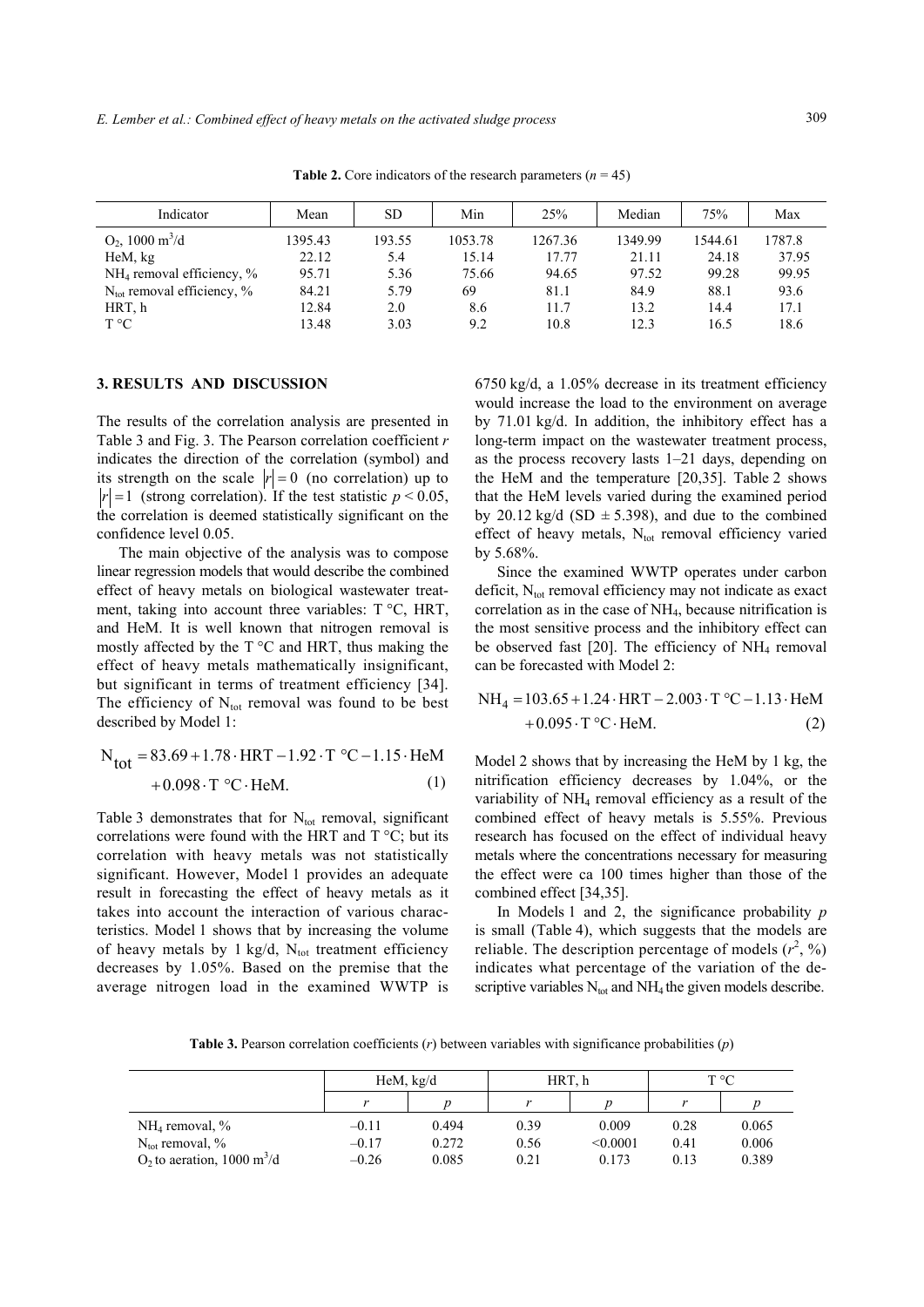**Table 2.** Core indicators of the research parameters ($n = 45$)

| Indicator | Mean | SD | Min | 25% | Median | 75% | Max |
|---|---|---|---|---|---|---|---|
| $O_2$, 1000 $m^3$/d | 1395.43 | 193.55 | 1053.78 | 1267.36 | 1349.99 | 1544.61 | 1787.8 |
| HeM, kg | 22.12 | 5.4 | 15.14 | 17.77 | 21.11 | 24.18 | 37.95 |
| $NH_4$ removal efficiency, % | 95.71 | 5.36 | 75.66 | 94.65 | 97.52 | 99.28 | 99.95 |
| $N_{tot}$ removal efficiency, % | 84.21 | 5.79 | 69 | 81.1 | 84.9 | 88.1 | 93.6 |
| HRT, h | 12.84 | 2.0 | 8.6 | 11.7 | 13.2 | 14.4 | 17.1 |
| T °C | 13.48 | 3.03 | 9.2 | 10.8 | 12.3 | 16.5 | 18.6 |

## 3. RESULTS AND DISCUSSION

The results of the correlation analysis are presented in Table 3 and Fig. 3. The Pearson correlation coefficient $r$ indicates the direction of the correlation (symbol) and its strength on the scale $|r| = 0$ (no correlation) up to $|r| = 1$ (strong correlation). If the test statistic $p < 0.05$, the correlation is deemed statistically significant on the confidence level 0.05.

The main objective of the analysis was to compose linear regression models that would describe the combined effect of heavy metals on biological wastewater treatment, taking into account three variables: T °C, HRT, and HeM. It is well known that nitrogen removal is mostly affected by the T °C and HRT, thus making the effect of heavy metals mathematically insignificant, but significant in terms of treatment efficiency [34]. The efficiency of $N_{tot}$ removal was found to be best described by Model 1:

$$N_{tot} = 83.69 + 1.78 \cdot \text{HRT} - 1.92 \cdot \text{T °C} - 1.15 \cdot \text{HeM} + 0.098 \cdot \text{T °C} \cdot \text{HeM}. \quad (1)$$

Table 3 demonstrates that for $N_{tot}$ removal, significant correlations were found with the HRT and T °C; but its correlation with heavy metals was not statistically significant. However, Model 1 provides an adequate result in forecasting the effect of heavy metals as it takes into account the interaction of various characteristics. Model 1 shows that by increasing the volume of heavy metals by 1 kg/d, $N_{tot}$ treatment efficiency decreases by 1.05%. Based on the premise that the average nitrogen load in the examined WWTP is 6750 kg/d, a 1.05% decrease in its treatment efficiency would increase the load to the environment on average by 71.01 kg/d. In addition, the inhibitory effect has a long-term impact on the wastewater treatment process, as the process recovery lasts 1–21 days, depending on the HeM and the temperature [20,35]. Table 2 shows that the HeM levels varied during the examined period by 20.12 kg/d (SD ± 5.398), and due to the combined effect of heavy metals, $N_{tot}$ removal efficiency varied by 5.68%.

Since the examined WWTP operates under carbon deficit, $N_{tot}$ removal efficiency may not indicate as exact correlation as in the case of $NH_4$, because nitrification is the most sensitive process and the inhibitory effect can be observed fast [20]. The efficiency of $NH_4$ removal can be forecasted with Model 2:

$$NH_4 = 103.65 + 1.24 \cdot \text{HRT} - 2.003 \cdot \text{T °C} - 1.13 \cdot \text{HeM} + 0.095 \cdot \text{T °C} \cdot \text{HeM}. \quad (2)$$

Model 2 shows that by increasing the HeM by 1 kg, the nitrification efficiency decreases by 1.04%, or the variability of $NH_4$ removal efficiency as a result of the combined effect of heavy metals is 5.55%. Previous research has focused on the effect of individual heavy metals where the concentrations necessary for measuring the effect were ca 100 times higher than those of the combined effect [34,35].

In Models 1 and 2, the significance probability $p$ is small (Table 4), which suggests that the models are reliable. The description percentage of models ($r^2$, %) indicates what percentage of the variation of the descriptive variables $N_{tot}$ and $NH_4$ the given models describe.

**Table 3.** Pearson correlation coefficients ($r$) between variables with significance probabilities ($p$)

| | HeM, kg/d | | HRT, h | | T °C | |
|---|---|---|---|---|---|---|
| | $r$ | $p$ | $r$ | $p$ | $r$ | $p$ |
| $NH_4$ removal, % | –0.11 | 0.494 | 0.39 | 0.009 | 0.28 | 0.065 |
| $N_{tot}$ removal, % | –0.17 | 0.272 | 0.56 | <0.0001 | 0.41 | 0.006 |
| $O_2$ to aeration, 1000 $m^3$/d | –0.26 | 0.085 | 0.21 | 0.173 | 0.13 | 0.389 |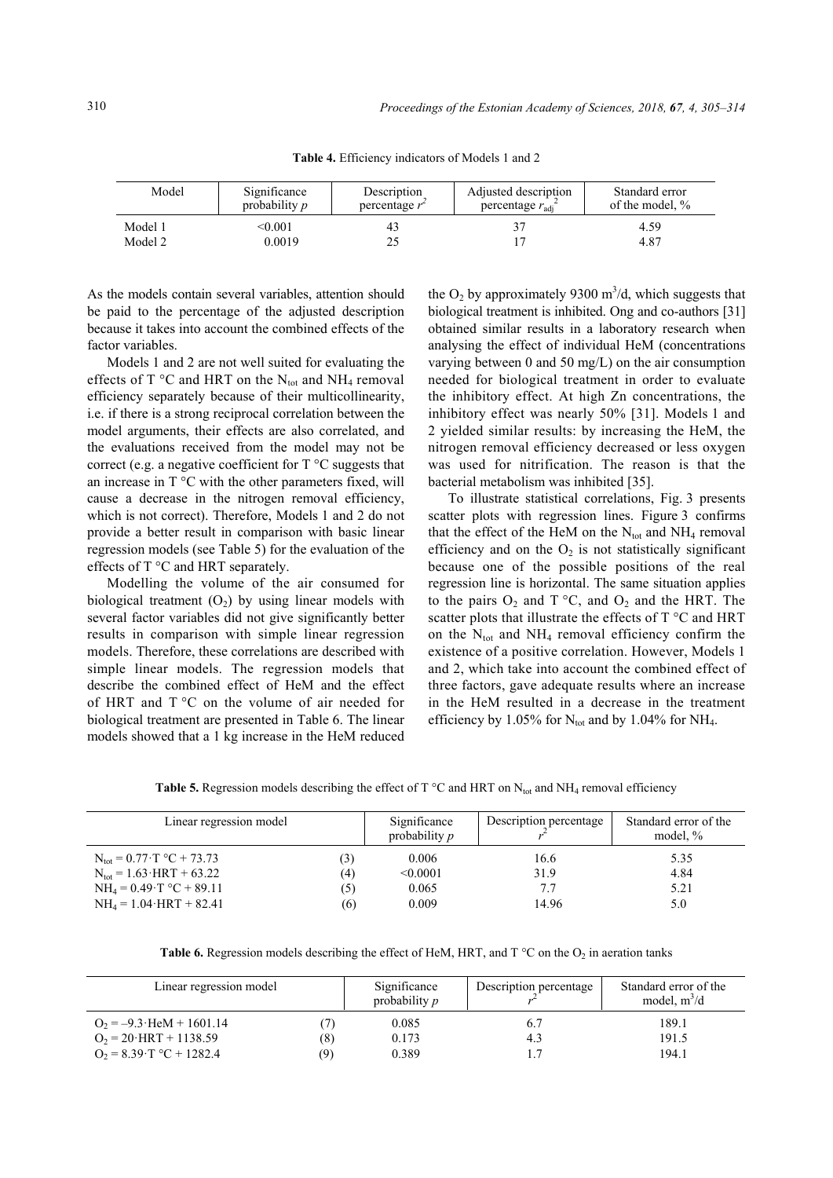**Table 4.** Efficiency indicators of Models 1 and 2

| Model | Significance probability $p$ | Description percentage $r^2$ | Adjusted description percentage $r_{adj}^2$ | Standard error of the model, % |
|---|---|---|---|---|
| Model 1 | <0.001 | 43 | 37 | 4.59 |
| Model 2 | 0.0019 | 25 | 17 | 4.87 |

As the models contain several variables, attention should be paid to the percentage of the adjusted description because it takes into account the combined effects of the factor variables.

Models 1 and 2 are not well suited for evaluating the effects of T °C and HRT on the $N_{tot}$ and $NH_4$ removal efficiency separately because of their multicollinearity, i.e. if there is a strong reciprocal correlation between the model arguments, their effects are also correlated, and the evaluations received from the model may not be correct (e.g. a negative coefficient for T °C suggests that an increase in T °C with the other parameters fixed, will cause a decrease in the nitrogen removal efficiency, which is not correct). Therefore, Models 1 and 2 do not provide a better result in comparison with basic linear regression models (see Table 5) for the evaluation of the effects of T °C and HRT separately.

Modelling the volume of the air consumed for biological treatment ($O_2$) by using linear models with several factor variables did not give significantly better results in comparison with simple linear regression models. Therefore, these correlations are described with simple linear models. The regression models that describe the combined effect of HeM and the effect of HRT and T °C on the volume of air needed for biological treatment are presented in Table 6. The linear models showed that a 1 kg increase in the HeM reduced the $O_2$ by approximately 9300 $m^3$/d, which suggests that biological treatment is inhibited. Ong and co-authors [31] obtained similar results in a laboratory research when analysing the effect of individual HeM (concentrations varying between 0 and 50 mg/L) on the air consumption needed for biological treatment in order to evaluate the inhibitory effect. At high Zn concentrations, the inhibitory effect was nearly 50% [31]. Models 1 and 2 yielded similar results: by increasing the HeM, the nitrogen removal efficiency decreased or less oxygen was used for nitrification. The reason is that the bacterial metabolism was inhibited [35].

To illustrate statistical correlations, Fig. 3 presents scatter plots with regression lines. Figure 3 confirms that the effect of the HeM on the $N_{tot}$ and $NH_4$ removal efficiency and on the $O_2$ is not statistically significant because one of the possible positions of the real regression line is horizontal. The same situation applies to the pairs $O_2$ and T °C, and $O_2$ and the HRT. The scatter plots that illustrate the effects of T °C and HRT on the $N_{tot}$ and $NH_4$ removal efficiency confirm the existence of a positive correlation. However, Models 1 and 2, which take into account the combined effect of three factors, gave adequate results where an increase in the HeM resulted in a decrease in the treatment efficiency by 1.05% for $N_{tot}$ and by 1.04% for $NH_4$.

**Table 5.** Regression models describing the effect of T °C and HRT on $N_{tot}$ and $NH_4$ removal efficiency

| Linear regression model | | Significance probability $p$ | Description percentage $r^2$ | Standard error of the model, % |
|---|---|---|---|---|
| $N_{tot} = 0.77 \cdot T\ °C + 73.73$ | (3) | 0.006 | 16.6 | 5.35 |
| $N_{tot} = 1.63 \cdot HRT + 63.22$ | (4) | <0.0001 | 31.9 | 4.84 |
| $NH_4 = 0.49 \cdot T\ °C + 89.11$ | (5) | 0.065 | 7.7 | 5.21 |
| $NH_4 = 1.04 \cdot HRT + 82.41$ | (6) | 0.009 | 14.96 | 5.0 |

**Table 6.** Regression models describing the effect of HeM, HRT, and T °C on the $O_2$ in aeration tanks

| Linear regression model | | Significance probability $p$ | Description percentage $r^2$ | Standard error of the model, $m^3$/d |
|---|---|---|---|---|
| $O_2 = -9.3 \cdot HeM + 1601.14$ | (7) | 0.085 | 6.7 | 189.1 |
| $O_2 = 20 \cdot HRT + 1138.59$ | (8) | 0.173 | 4.3 | 191.5 |
| $O_2 = 8.39 \cdot T\ °C + 1282.4$ | (9) | 0.389 | 1.7 | 194.1 |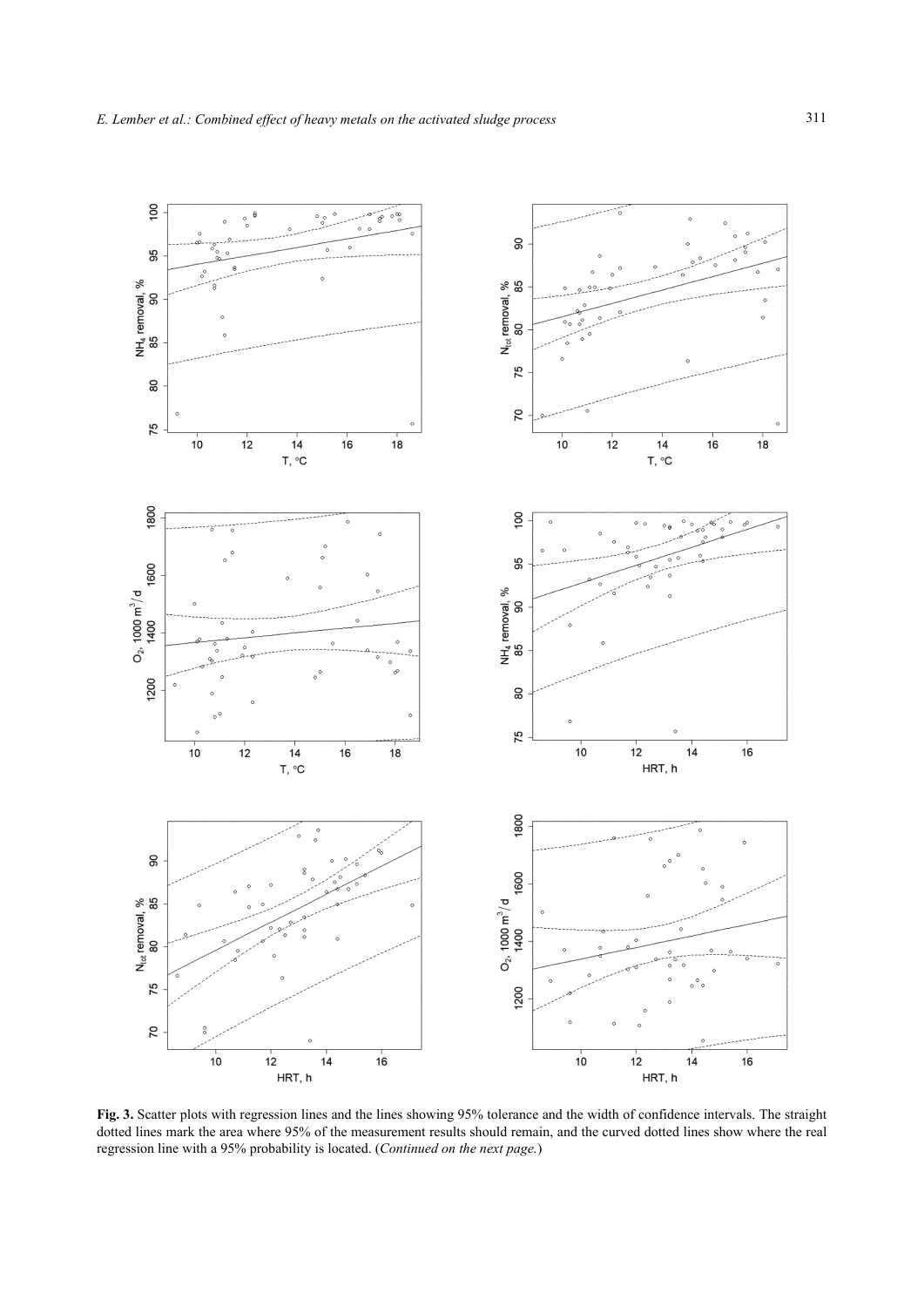**Fig. 3.** Scatter plots with regression lines and the lines showing 95% tolerance and the width of confidence intervals. The straight dotted lines mark the area where 95% of the measurement results should remain, and the curved dotted lines show where the real regression line with a 95% probability is located. (*Continued on the next page.*)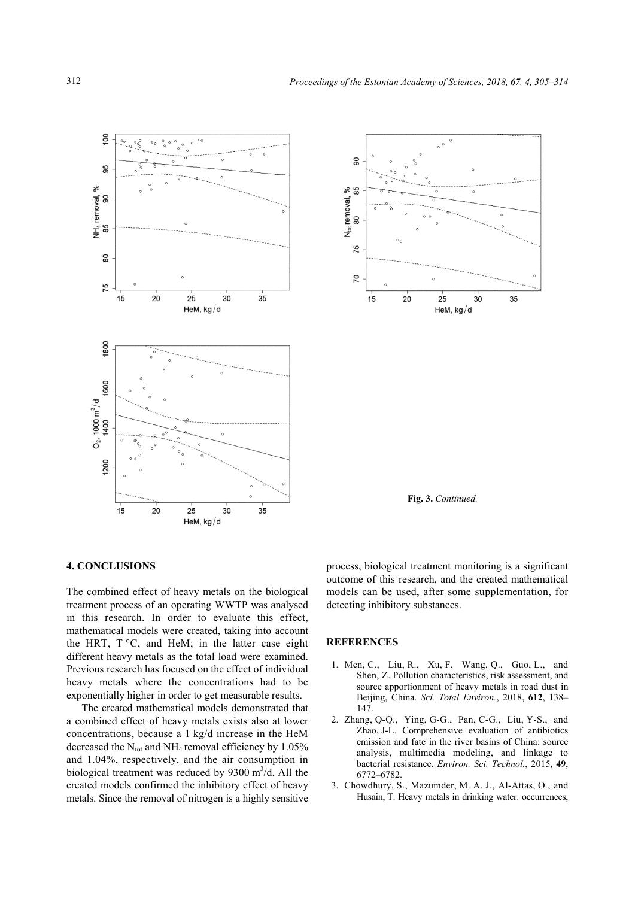**Fig. 3.** *Continued.*

## 4. CONCLUSIONS

The combined effect of heavy metals on the biological treatment process of an operating WWTP was analysed in this research. In order to evaluate this effect, mathematical models were created, taking into account the HRT, T °C, and HeM; in the latter case eight different heavy metals as the total load were examined. Previous research has focused on the effect of individual heavy metals where the concentrations had to be exponentially higher in order to get measurable results.

The created mathematical models demonstrated that a combined effect of heavy metals exists also at lower concentrations, because a 1 kg/d increase in the HeM decreased the $N_{tot}$ and $NH_4$ removal efficiency by 1.05% and 1.04%, respectively, and the air consumption in biological treatment was reduced by 9300 $m^3$/d. All the created models confirmed the inhibitory effect of heavy metals. Since the removal of nitrogen is a highly sensitive process, biological treatment monitoring is a significant outcome of this research, and the created mathematical models can be used, after some supplementation, for detecting inhibitory substances.

## REFERENCES

1. Men, C., Liu, R., Xu, F. Wang, Q., Guo, L., and Shen, Z. Pollution characteristics, risk assessment, and source apportionment of heavy metals in road dust in Beijing, China. *Sci. Total Environ.*, 2018, **612**, 138–147.
2. Zhang, Q-Q., Ying, G-G., Pan, C-G., Liu, Y-S., and Zhao, J-L. Comprehensive evaluation of antibiotics emission and fate in the river basins of China: source analysis, multimedia modeling, and linkage to bacterial resistance. *Environ. Sci. Technol.*, 2015, **49**, 6772–6782.
3. Chowdhury, S., Mazumder, M. A. J., Al-Attas, O., and Husain, T. Heavy metals in drinking water: occurrences,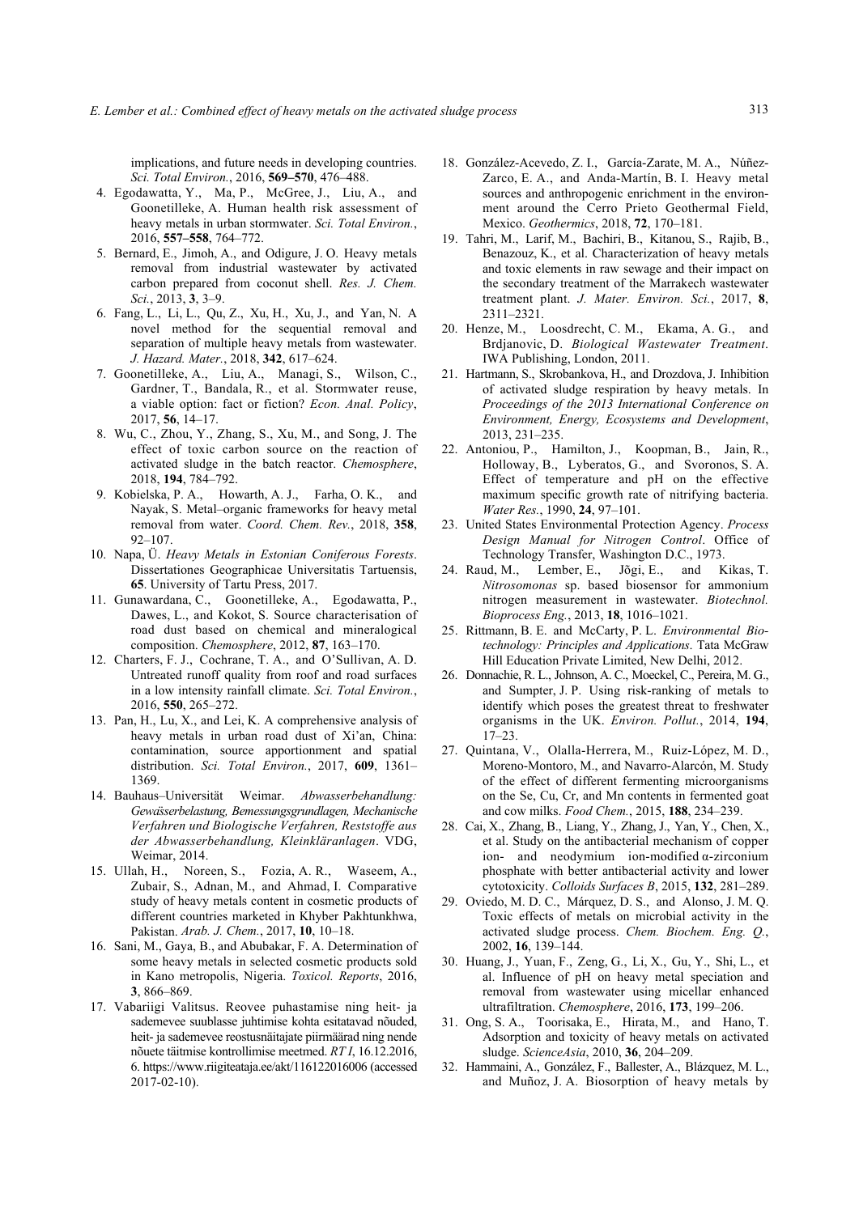implications, and future needs in developing countries. *Sci. Total Environ.*, 2016, **569–570**, 476–488.

4. Egodawatta, Y., Ma, P., McGree, J., Liu, A., and Goonetilleke, A. Human health risk assessment of heavy metals in urban stormwater. *Sci. Total Environ.*, 2016, **557–558**, 764–772.
5. Bernard, E., Jimoh, A., and Odigure, J. O. Heavy metals removal from industrial wastewater by activated carbon prepared from coconut shell. *Res. J. Chem. Sci.*, 2013, **3**, 3–9.
6. Fang, L., Li, L., Qu, Z., Xu, H., Xu, J., and Yan, N. A novel method for the sequential removal and separation of multiple heavy metals from wastewater. *J. Hazard. Mater.*, 2018, **342**, 617–624.
7. Goonetilleke, A., Liu, A., Managi, S., Wilson, C., Gardner, T., Bandala, R., et al. Stormwater reuse, a viable option: fact or fiction? *Econ. Anal. Policy*, 2017, **56**, 14–17.
8. Wu, C., Zhou, Y., Zhang, S., Xu, M., and Song, J. The effect of toxic carbon source on the reaction of activated sludge in the batch reactor. *Chemosphere*, 2018, **194**, 784–792.
9. Kobielska, P. A., Howarth, A. J., Farha, O. K., and Nayak, S. Metal–organic frameworks for heavy metal removal from water. *Coord. Chem. Rev.*, 2018, **358**, 92–107.
10. Napa, Ü. *Heavy Metals in Estonian Coniferous Forests*. Dissertationes Geographicae Universitatis Tartuensis, **65**. University of Tartu Press, 2017.
11. Gunawardana, C., Goonetilleke, A., Egodawatta, P., Dawes, L., and Kokot, S. Source characterisation of road dust based on chemical and mineralogical composition. *Chemosphere*, 2012, **87**, 163–170.
12. Charters, F. J., Cochrane, T. A., and O'Sullivan, A. D. Untreated runoff quality from roof and road surfaces in a low intensity rainfall climate. *Sci. Total Environ.*, 2016, **550**, 265–272.
13. Pan, H., Lu, X., and Lei, K. A comprehensive analysis of heavy metals in urban road dust of Xi'an, China: contamination, source apportionment and spatial distribution. *Sci. Total Environ.*, 2017, **609**, 1361–1369.
14. Bauhaus–Universität Weimar. *Abwasserbehandlung: Gewässerbelastung, Bemessungsgrundlagen, Mechanische Verfahren und Biologische Verfahren, Reststoffe aus der Abwasserbehandlung, Kleinkläranlagen*. VDG, Weimar, 2014.
15. Ullah, H., Noreen, S., Fozia, A. R., Waseem, A., Zubair, S., Adnan, M., and Ahmad, I. Comparative study of heavy metals content in cosmetic products of different countries marketed in Khyber Pakhtunkhwa, Pakistan. *Arab. J. Chem.*, 2017, **10**, 10–18.
16. Sani, M., Gaya, B., and Abubakar, F. A. Determination of some heavy metals in selected cosmetic products sold in Kano metropolis, Nigeria. *Toxicol. Reports*, 2016, **3**, 866–869.
17. Vabariigi Valitsus. Reovee puhastamise ning heit- ja sademevee suublasse juhtimise kohta esitatavad nõuded, heit- ja sademevee reostusnäitajate piirmäärad ning nende nõuete täitmise kontrollimise meetmed. *RT I*, 16.12.2016, 6. https://www.riigiteataja.ee/akt/116122016006 (accessed 2017-02-10).
18. González-Acevedo, Z. I., García-Zarate, M. A., Núñez-Zarco, E. A., and Anda-Martín, B. I. Heavy metal sources and anthropogenic enrichment in the environment around the Cerro Prieto Geothermal Field, Mexico. *Geothermics*, 2018, **72**, 170–181.
19. Tahri, M., Larif, M., Bachiri, B., Kitanou, S., Rajib, B., Benazouz, K., et al. Characterization of heavy metals and toxic elements in raw sewage and their impact on the secondary treatment of the Marrakech wastewater treatment plant. *J. Mater. Environ. Sci.*, 2017, **8**, 2311–2321.
20. Henze, M., Loosdrecht, C. M., Ekama, A. G., and Brdjanovic, D. *Biological Wastewater Treatment*. IWA Publishing, London, 2011.
21. Hartmann, S., Skrobankova, H., and Drozdova, J. Inhibition of activated sludge respiration by heavy metals. In *Proceedings of the 2013 International Conference on Environment, Energy, Ecosystems and Development*, 2013, 231–235.
22. Antoniou, P., Hamilton, J., Koopman, B., Jain, R., Holloway, B., Lyberatos, G., and Svoronos, S. A. Effect of temperature and pH on the effective maximum specific growth rate of nitrifying bacteria. *Water Res.*, 1990, **24**, 97–101.
23. United States Environmental Protection Agency. *Process Design Manual for Nitrogen Control*. Office of Technology Transfer, Washington D.C., 1973.
24. Raud, M., Lember, E., Jõgi, E., and Kikas, T. *Nitrosomonas* sp. based biosensor for ammonium nitrogen measurement in wastewater. *Biotechnol. Bioprocess Eng.*, 2013, **18**, 1016–1021.
25. Rittmann, B. E. and McCarty, P. L. *Environmental Biotechnology: Principles and Applications*. Tata McGraw Hill Education Private Limited, New Delhi, 2012.
26. Donnachie, R. L., Johnson, A. C., Moeckel, C., Pereira, M. G., and Sumpter, J. P. Using risk-ranking of metals to identify which poses the greatest threat to freshwater organisms in the UK. *Environ. Pollut.*, 2014, **194**, 17–23.
27. Quintana, V., Olalla-Herrera, M., Ruiz-López, M. D., Moreno-Montoro, M., and Navarro-Alarcón, M. Study of the effect of different fermenting microorganisms on the Se, Cu, Cr, and Mn contents in fermented goat and cow milks. *Food Chem.*, 2015, **188**, 234–239.
28. Cai, X., Zhang, B., Liang, Y., Zhang, J., Yan, Y., Chen, X., et al. Study on the antibacterial mechanism of copper ion- and neodymium ion-modified α-zirconium phosphate with better antibacterial activity and lower cytotoxicity. *Colloids Surfaces B*, 2015, **132**, 281–289.
29. Oviedo, M. D. C., Márquez, D. S., and Alonso, J. M. Q. Toxic effects of metals on microbial activity in the activated sludge process. *Chem. Biochem. Eng. Q.*, 2002, **16**, 139–144.
30. Huang, J., Yuan, F., Zeng, G., Li, X., Gu, Y., Shi, L., et al. Influence of pH on heavy metal speciation and removal from wastewater using micellar enhanced ultrafiltration. *Chemosphere*, 2016, **173**, 199–206.
31. Ong, S. A., Toorisaka, E., Hirata, M., and Hano, T. Adsorption and toxicity of heavy metals on activated sludge. *ScienceAsia*, 2010, **36**, 204–209.
32. Hammaini, A., González, F., Ballester, A., Blázquez, M. L., and Muñoz, J. A. Biosorption of heavy metals by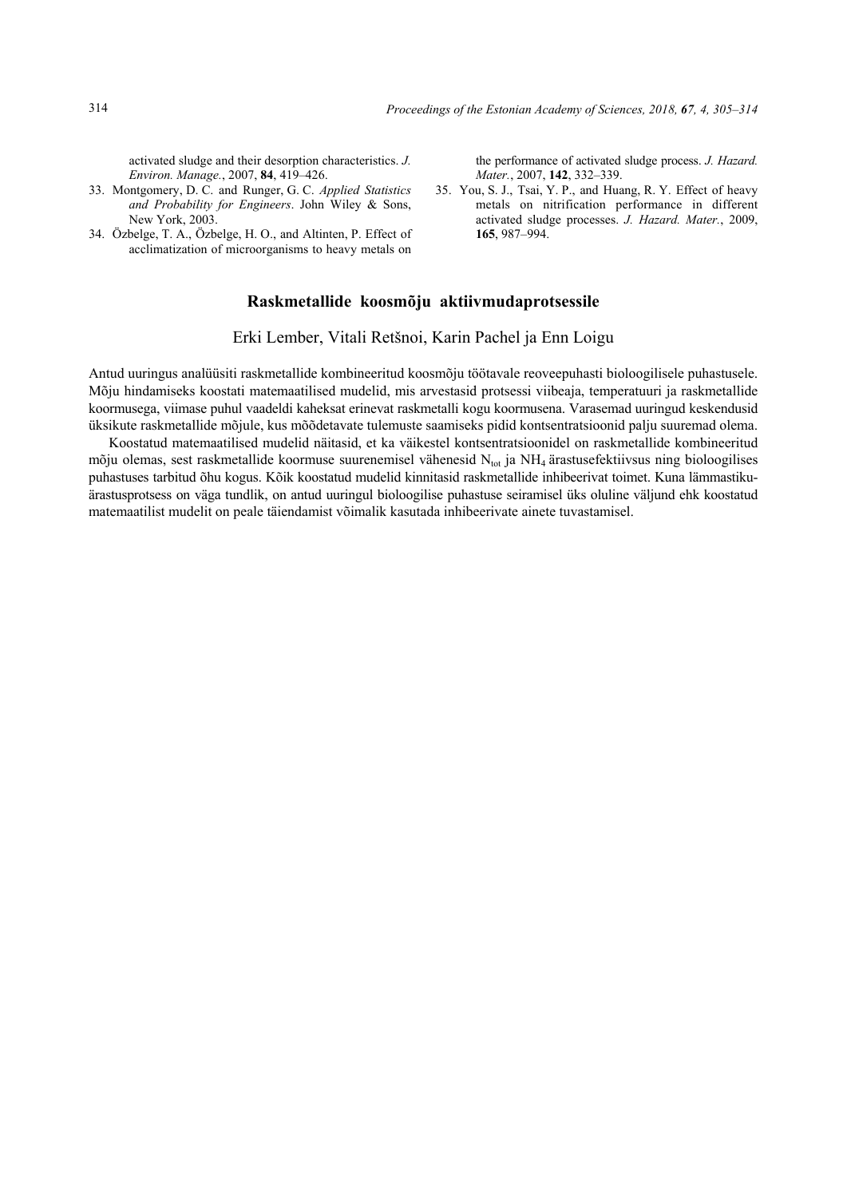activated sludge and their desorption characteristics. *J. Environ. Manage.*, 2007, **84**, 419–426.

33. Montgomery, D. C. and Runger, G. C. *Applied Statistics and Probability for Engineers*. John Wiley & Sons, New York, 2003.
34. Özbelge, T. A., Özbelge, H. O., and Altinten, P. Effect of acclimatization of microorganisms to heavy metals on the performance of activated sludge process. *J. Hazard. Mater.*, 2007, **142**, 332–339.
35. You, S. J., Tsai, Y. P., and Huang, R. Y. Effect of heavy metals on nitrification performance in different activated sludge processes. *J. Hazard. Mater.*, 2009, **165**, 987–994.

## Raskmetallide koosmõju aktiivmudaprotsessile

Erki Lember, Vitali Retšnoi, Karin Pachel ja Enn Loigu

Antud uuringus analüüsiti raskmetallide kombineeritud koosmõju töötavale reoveepuhasti bioloogilisele puhastusele. Mõju hindamiseks koostati matemaatilised mudelid, mis arvestasid protsessi viibeaja, temperatuuri ja raskmetallide koormusega, viimase puhul vaadeldi kaheksat erinevat raskmetalli kogu koormusena. Varasemad uuringud keskendusid üksikute raskmetallide mõjule, kus mõõdetavate tulemuste saamiseks pidid kontsentratsioonid palju suuremad olema.

Koostatud matemaatilised mudelid näitasid, et ka väikestel kontsentratsioonidel on raskmetallide kombineeritud mõju olemas, sest raskmetallide koormuse suurenemisel vähenesid $N_{tot}$ ja $NH_4$ ärastusefektiivsus ning bioloogilises puhastuses tarbitud õhu kogus. Kõik koostatud mudelid kinnitasid raskmetallide inhibeerivat toimet. Kuna lämmastikuärastusprotsess on väga tundlik, on antud uuringul bioloogilise puhastuse seiramisel üks oluline väljund ehk koostatud matemaatilist mudelit on peale täiendamist võimalik kasutada inhibeerivate ainete tuvastamisel.